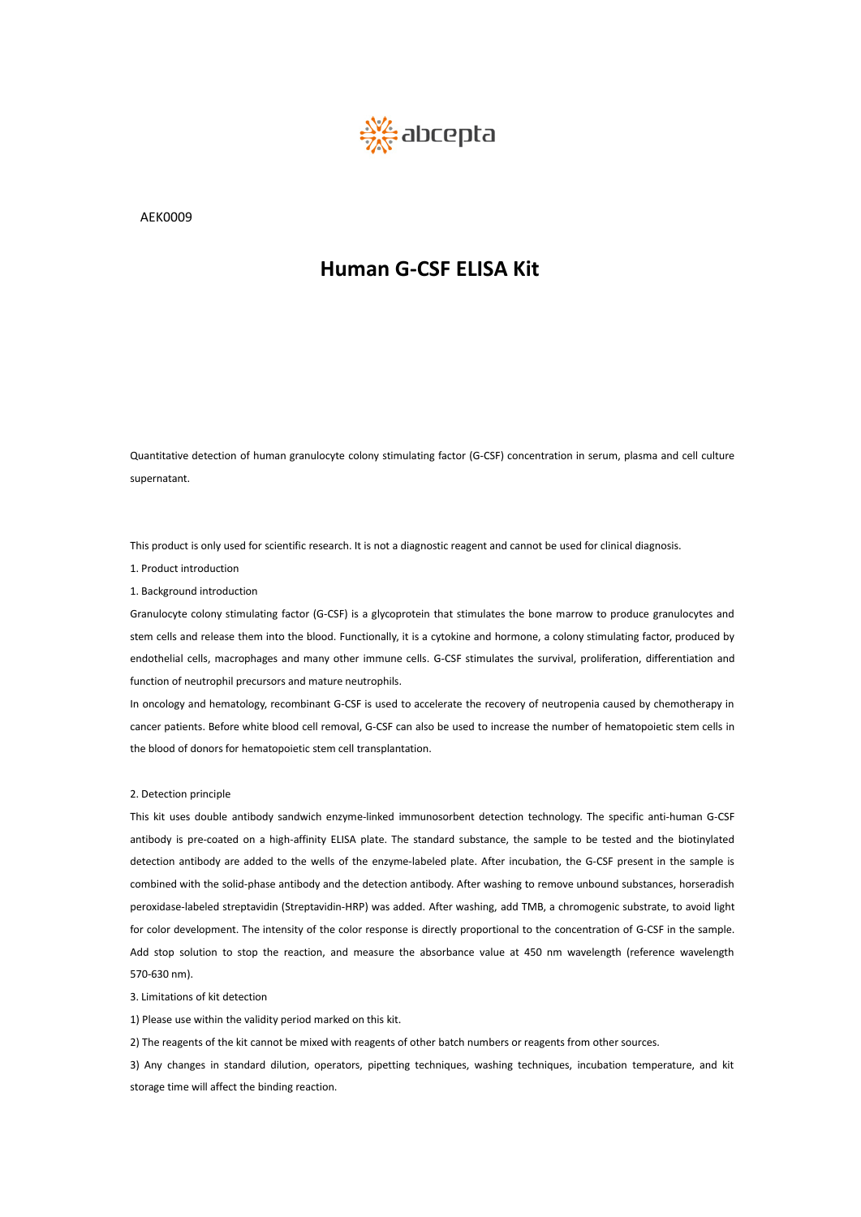abcepta

AEK0009

# Human G-CSF ELISA Kit

Quantitative detection of human granulocyte colony stimulating factor (G-CSF) concentration in serum, plasma and cell culture supernatant.

This product is only used for scientific research. It is not a diagnostic reagent and cannot be used for clinical diagnosis.

1. Product introduction

1. Background introduction

Granulocyte colony stimulating factor (G-CSF) is a glycoprotein that stimulates the bone marrow to produce granulocytes and stem cells and release them into the blood. Functionally, it is a cytokine and hormone, a colony stimulating factor, produced by endothelial cells, macrophages and many other immune cells. G-CSF stimulates the survival, proliferation, differentiation and function of neutrophil precursors and mature neutrophils.

In oncology and hematology, recombinant G-CSF is used to accelerate the recovery of neutropenia caused by chemotherapy in cancer patients. Before white blood cell removal, G-CSF can also be used to increase the number of hematopoietic stem cells in the blood of donors for hematopoietic stem cell transplantation.

2. Detection principle

This kit uses double antibody sandwich enzyme-linked immunosorbent detection technology. The specific anti-human G-CSF antibody is pre-coated on a high-affinity ELISA plate. The standard substance, the sample to be tested and the biotinylated detection antibody are added to the wells of the enzyme-labeled plate. After incubation, the G-CSF present in the sample is combined with the solid-phase antibody and the detection antibody. After washing to remove unbound substances, horseradish peroxidase-labeled streptavidin (Streptavidin-HRP) was added. After washing, add TMB, a chromogenic substrate, to avoid light for color development. The intensity of the color response is directly proportional to the concentration of G-CSF in the sample. Add stop solution to stop the reaction, and measure the absorbance value at 450 nm wavelength (reference wavelength 570-630 nm).

3. Limitations of kit detection

1) Please use within the validity period marked on this kit.

2) The reagents of the kit cannot be mixed with reagents of other batch numbers or reagents from other sources.

3) Any changes in standard dilution, operators, pipetting techniques, washing techniques, incubation temperature, and kit storage time will affect the binding reaction.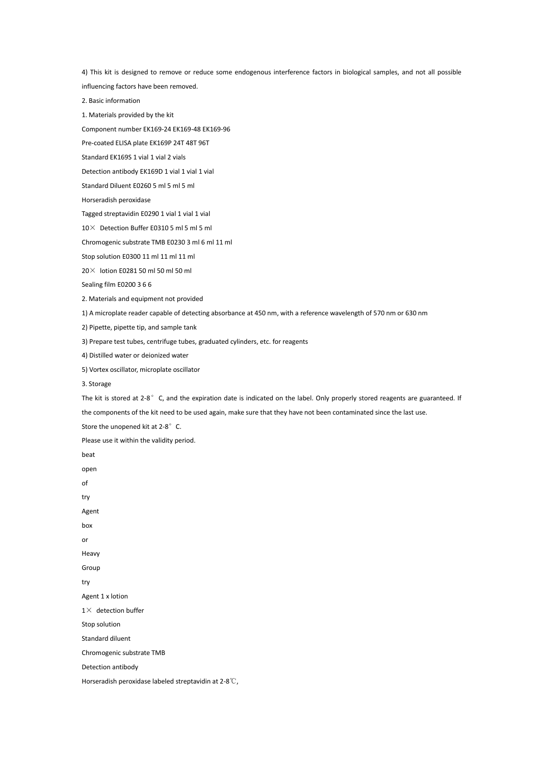4) This kit is designed to remove or reduce some endogenous interference factors in biological samples, and not all possible influencing factors have been removed.

2. Basic information

1. Materials provided by the kit

Component number EK169-24 EK169-48 EK169-96

Pre-coated ELISA plate EK169P 24T 48T 96T

Standard EK169S 1 vial 1 vial 2 vials

Detection antibody EK169D 1 vial 1 vial 1 vial

Standard Diluent E0260 5 ml 5 ml 5 ml

Horseradish peroxidase

Tagged streptavidin E0290 1 vial 1 vial 1 vial

10× Detection Buffer E0310 5 ml 5 ml 5 ml

Chromogenic substrate TMB E0230 3 ml 6 ml 11 ml

Stop solution E0300 11 ml 11 ml 11 ml

20× lotion E0281 50 ml 50 ml 50 ml

Sealing film E0200 3 6 6

2. Materials and equipment not provided

1) A microplate reader capable of detecting absorbance at 450 nm, with a reference wavelength of 570 nm or 630 nm

2) Pipette, pipette tip, and sample tank

3) Prepare test tubes, centrifuge tubes, graduated cylinders, etc. for reagents

4) Distilled water or deionized water

5) Vortex oscillator, microplate oscillator

3. Storage

The kit is stored at 2-8° C, and the expiration date is indicated on the label. Only properly stored reagents are guaranteed. If the components of the kit need to be used again, make sure that they have not been contaminated since the last use.

Store the unopened kit at 2-8° C.

Please use it within the validity period.

beat

open

of

try

Agent

box

or

Heavy

Group

try

Agent 1 x lotion

1× detection buffer

Stop solution

Standard diluent

Chromogenic substrate TMB

Detection antibody

Horseradish peroxidase labeled streptavidin at 2-8℃,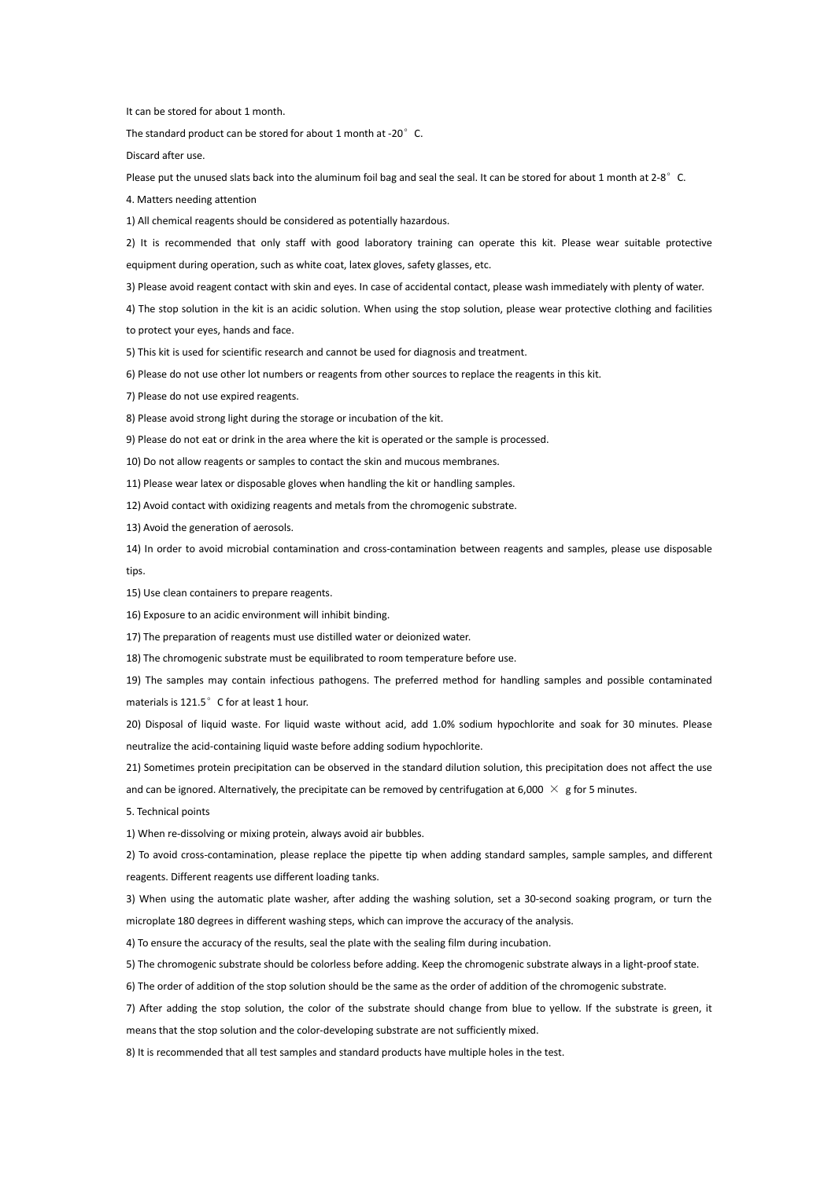It can be stored for about 1 month.

The standard product can be stored for about 1 month at -20°C.

Discard after use.

Please put the unused slats back into the aluminum foil bag and seal the seal. It can be stored for about 1 month at 2-8°C.

4. Matters needing attention

1) All chemical reagents should be considered as potentially hazardous.

2) It is recommended that only staff with good laboratory training can operate this kit. Please wear suitable protective equipment during operation, such as white coat, latex gloves, safety glasses, etc.

3) Please avoid reagent contact with skin and eyes. In case of accidental contact, please wash immediately with plenty of water.

4) The stop solution in the kit is an acidic solution. When using the stop solution, please wear protective clothing and facilities to protect your eyes, hands and face.

5) This kit is used for scientific research and cannot be used for diagnosis and treatment.

6) Please do not use other lot numbers or reagents from other sources to replace the reagents in this kit.

7) Please do not use expired reagents.

8) Please avoid strong light during the storage or incubation of the kit.

9) Please do not eat or drink in the area where the kit is operated or the sample is processed.

10) Do not allow reagents or samples to contact the skin and mucous membranes.

11) Please wear latex or disposable gloves when handling the kit or handling samples.

12) Avoid contact with oxidizing reagents and metals from the chromogenic substrate.

13) Avoid the generation of aerosols.

14) In order to avoid microbial contamination and cross-contamination between reagents and samples, please use disposable tips.

15) Use clean containers to prepare reagents.

16) Exposure to an acidic environment will inhibit binding.

17) The preparation of reagents must use distilled water or deionized water.

18) The chromogenic substrate must be equilibrated to room temperature before use.

19) The samples may contain infectious pathogens. The preferred method for handling samples and possible contaminated materials is 121.5°C for at least 1 hour.

20) Disposal of liquid waste. For liquid waste without acid, add 1.0% sodium hypochlorite and soak for 30 minutes. Please neutralize the acid-containing liquid waste before adding sodium hypochlorite.

21) Sometimes protein precipitation can be observed in the standard dilution solution, this precipitation does not affect the use and can be ignored. Alternatively, the precipitate can be removed by centrifugation at 6,000 × g for 5 minutes.

5. Technical points

1) When re-dissolving or mixing protein, always avoid air bubbles.

2) To avoid cross-contamination, please replace the pipette tip when adding standard samples, sample samples, and different reagents. Different reagents use different loading tanks.

3) When using the automatic plate washer, after adding the washing solution, set a 30-second soaking program, or turn the microplate 180 degrees in different washing steps, which can improve the accuracy of the analysis.

4) To ensure the accuracy of the results, seal the plate with the sealing film during incubation.

5) The chromogenic substrate should be colorless before adding. Keep the chromogenic substrate always in a light-proof state.

6) The order of addition of the stop solution should be the same as the order of addition of the chromogenic substrate.

7) After adding the stop solution, the color of the substrate should change from blue to yellow. If the substrate is green, it means that the stop solution and the color-developing substrate are not sufficiently mixed.

8) It is recommended that all test samples and standard products have multiple holes in the test.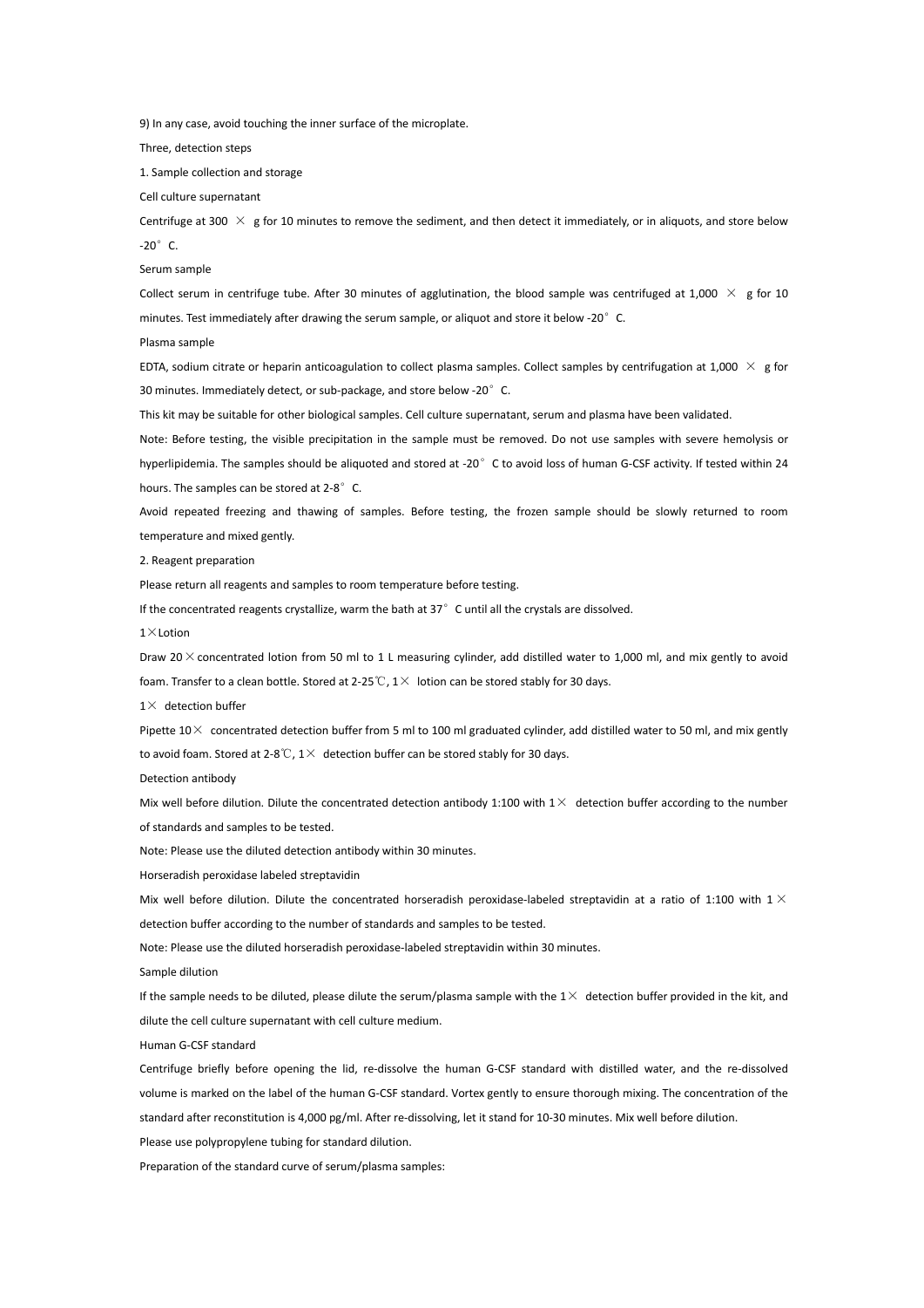9) In any case, avoid touching the inner surface of the microplate.

## Three, detection steps

### 1. Sample collection and storage

Cell culture supernatant

Centrifuge at 300 × g for 10 minutes to remove the sediment, and then detect it immediately, or in aliquots, and store below -20° C.

Serum sample

Collect serum in centrifuge tube. After 30 minutes of agglutination, the blood sample was centrifuged at 1,000 × g for 10 minutes. Test immediately after drawing the serum sample, or aliquot and store it below -20° C.

Plasma sample

EDTA, sodium citrate or heparin anticoagulation to collect plasma samples. Collect samples by centrifugation at 1,000 × g for 30 minutes. Immediately detect, or sub-package, and store below -20° C.

This kit may be suitable for other biological samples. Cell culture supernatant, serum and plasma have been validated.

Note: Before testing, the visible precipitation in the sample must be removed. Do not use samples with severe hemolysis or hyperlipidemia. The samples should be aliquoted and stored at -20° C to avoid loss of human G-CSF activity. If tested within 24 hours. The samples can be stored at 2-8° C.

Avoid repeated freezing and thawing of samples. Before testing, the frozen sample should be slowly returned to room temperature and mixed gently.

### 2. Reagent preparation

Please return all reagents and samples to room temperature before testing.

If the concentrated reagents crystallize, warm the bath at 37° C until all the crystals are dissolved.

1×Lotion

Draw 20×concentrated lotion from 50 ml to 1 L measuring cylinder, add distilled water to 1,000 ml, and mix gently to avoid foam. Transfer to a clean bottle. Stored at 2-25℃, 1× lotion can be stored stably for 30 days.

1× detection buffer

Pipette 10× concentrated detection buffer from 5 ml to 100 ml graduated cylinder, add distilled water to 50 ml, and mix gently to avoid foam. Stored at 2-8℃, 1× detection buffer can be stored stably for 30 days.

Detection antibody

Mix well before dilution. Dilute the concentrated detection antibody 1:100 with 1× detection buffer according to the number of standards and samples to be tested.

Note: Please use the diluted detection antibody within 30 minutes.

Horseradish peroxidase labeled streptavidin

Mix well before dilution. Dilute the concentrated horseradish peroxidase-labeled streptavidin at a ratio of 1:100 with 1× detection buffer according to the number of standards and samples to be tested.

Note: Please use the diluted horseradish peroxidase-labeled streptavidin within 30 minutes.

Sample dilution

If the sample needs to be diluted, please dilute the serum/plasma sample with the 1× detection buffer provided in the kit, and dilute the cell culture supernatant with cell culture medium.

Human G-CSF standard

Centrifuge briefly before opening the lid, re-dissolve the human G-CSF standard with distilled water, and the re-dissolved volume is marked on the label of the human G-CSF standard. Vortex gently to ensure thorough mixing. The concentration of the standard after reconstitution is 4,000 pg/ml. After re-dissolving, let it stand for 10-30 minutes. Mix well before dilution.

Please use polypropylene tubing for standard dilution.

Preparation of the standard curve of serum/plasma samples: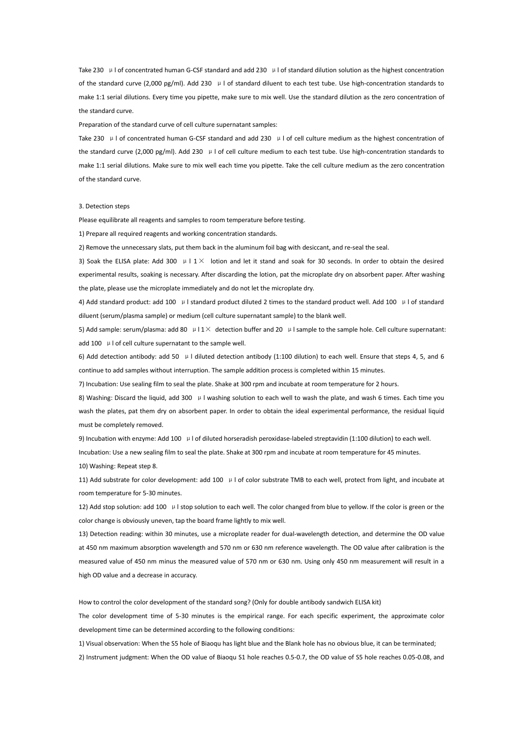Take 230 μl of concentrated human G-CSF standard and add 230 μl of standard dilution solution as the highest concentration of the standard curve (2,000 pg/ml). Add 230 μl of standard diluent to each test tube. Use high-concentration standards to make 1:1 serial dilutions. Every time you pipette, make sure to mix well. Use the standard dilution as the zero concentration of the standard curve.

Preparation of the standard curve of cell culture supernatant samples:

Take 230 μl of concentrated human G-CSF standard and add 230 μl of cell culture medium as the highest concentration of the standard curve (2,000 pg/ml). Add 230 μl of cell culture medium to each test tube. Use high-concentration standards to make 1:1 serial dilutions. Make sure to mix well each time you pipette. Take the cell culture medium as the zero concentration of the standard curve.

3. Detection steps

Please equilibrate all reagents and samples to room temperature before testing.

1) Prepare all required reagents and working concentration standards.

2) Remove the unnecessary slats, put them back in the aluminum foil bag with desiccant, and re-seal the seal.

3) Soak the ELISA plate: Add 300 μl 1× lotion and let it stand and soak for 30 seconds. In order to obtain the desired experimental results, soaking is necessary. After discarding the lotion, pat the microplate dry on absorbent paper. After washing the plate, please use the microplate immediately and do not let the microplate dry.

4) Add standard product: add 100 μl standard product diluted 2 times to the standard product well. Add 100 μl of standard diluent (serum/plasma sample) or medium (cell culture supernatant sample) to the blank well.

5) Add sample: serum/plasma: add 80 μl 1× detection buffer and 20 μl sample to the sample hole. Cell culture supernatant: add 100 μl of cell culture supernatant to the sample well.

6) Add detection antibody: add 50 μl diluted detection antibody (1:100 dilution) to each well. Ensure that steps 4, 5, and 6 continue to add samples without interruption. The sample addition process is completed within 15 minutes.

7) Incubation: Use sealing film to seal the plate. Shake at 300 rpm and incubate at room temperature for 2 hours.

8) Washing: Discard the liquid, add 300 μl washing solution to each well to wash the plate, and wash 6 times. Each time you wash the plates, pat them dry on absorbent paper. In order to obtain the ideal experimental performance, the residual liquid must be completely removed.

9) Incubation with enzyme: Add 100 μl of diluted horseradish peroxidase-labeled streptavidin (1:100 dilution) to each well. Incubation: Use a new sealing film to seal the plate. Shake at 300 rpm and incubate at room temperature for 45 minutes.

10) Washing: Repeat step 8.

11) Add substrate for color development: add 100 μl of color substrate TMB to each well, protect from light, and incubate at room temperature for 5-30 minutes.

12) Add stop solution: add 100 μl stop solution to each well. The color changed from blue to yellow. If the color is green or the color change is obviously uneven, tap the board frame lightly to mix well.

13) Detection reading: within 30 minutes, use a microplate reader for dual-wavelength detection, and determine the OD value at 450 nm maximum absorption wavelength and 570 nm or 630 nm reference wavelength. The OD value after calibration is the measured value of 450 nm minus the measured value of 570 nm or 630 nm. Using only 450 nm measurement will result in a high OD value and a decrease in accuracy.

How to control the color development of the standard song? (Only for double antibody sandwich ELISA kit)

The color development time of 5-30 minutes is the empirical range. For each specific experiment, the approximate color development time can be determined according to the following conditions:

1) Visual observation: When the S5 hole of Biaoqu has light blue and the Blank hole has no obvious blue, it can be terminated;

2) Instrument judgment: When the OD value of Biaoqu S1 hole reaches 0.5-0.7, the OD value of S5 hole reaches 0.05-0.08, and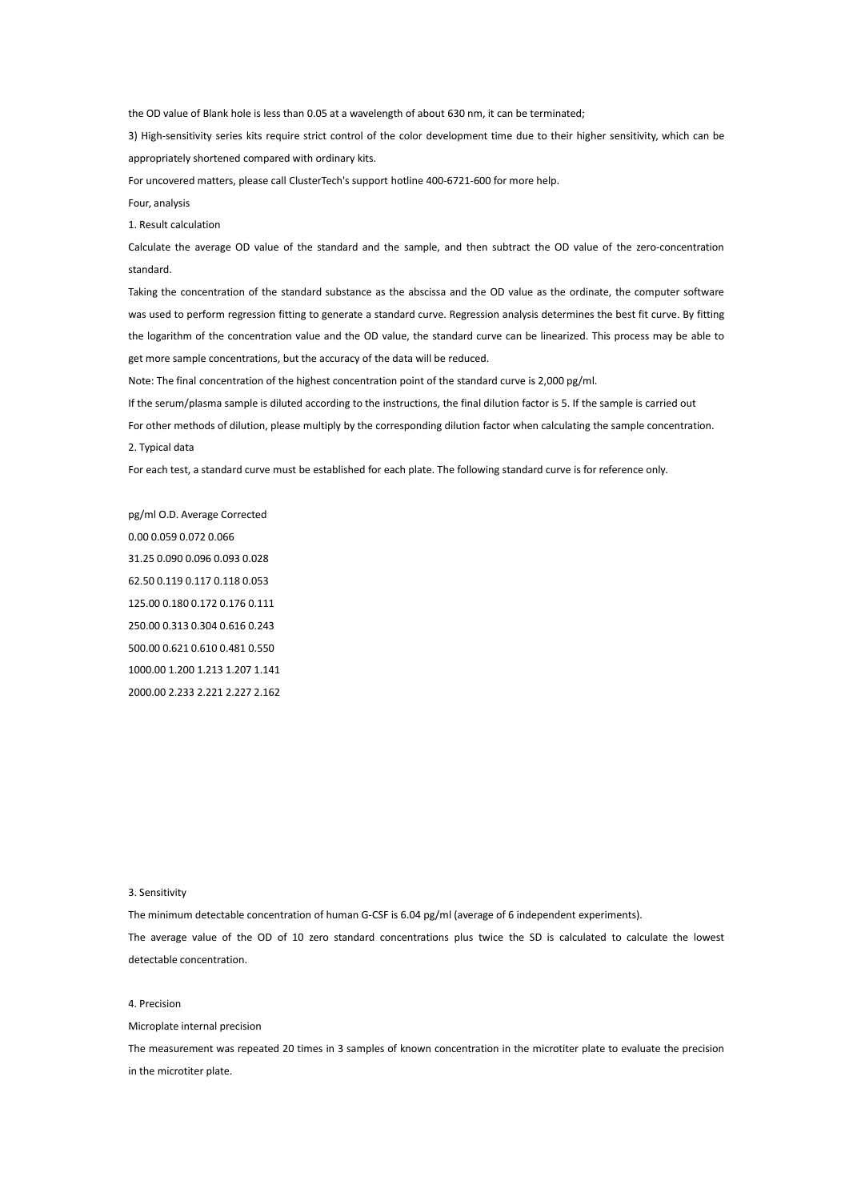the OD value of Blank hole is less than 0.05 at a wavelength of about 630 nm, it can be terminated;

3) High-sensitivity series kits require strict control of the color development time due to their higher sensitivity, which can be appropriately shortened compared with ordinary kits.

For uncovered matters, please call ClusterTech's support hotline 400-6721-600 for more help.

Four, analysis

1. Result calculation

Calculate the average OD value of the standard and the sample, and then subtract the OD value of the zero-concentration standard.

Taking the concentration of the standard substance as the abscissa and the OD value as the ordinate, the computer software was used to perform regression fitting to generate a standard curve. Regression analysis determines the best fit curve. By fitting the logarithm of the concentration value and the OD value, the standard curve can be linearized. This process may be able to get more sample concentrations, but the accuracy of the data will be reduced.

Note: The final concentration of the highest concentration point of the standard curve is 2,000 pg/ml.

If the serum/plasma sample is diluted according to the instructions, the final dilution factor is 5. If the sample is carried out

For other methods of dilution, please multiply by the corresponding dilution factor when calculating the sample concentration.

2. Typical data

For each test, a standard curve must be established for each plate. The following standard curve is for reference only.

| pg/ml | O.D. | | Average | Corrected |
|---|---|---|---|---|
| 0.00 | 0.059 | 0.072 | 0.066 | |
| 31.25 | 0.090 | 0.096 | 0.093 | 0.028 |
| 62.50 | 0.119 | 0.117 | 0.118 | 0.053 |
| 125.00 | 0.180 | 0.172 | 0.176 | 0.111 |
| 250.00 | 0.313 | 0.304 | 0.616 | 0.243 |
| 500.00 | 0.621 | 0.610 | 0.481 | 0.550 |
| 1000.00 | 1.200 | 1.213 | 1.207 | 1.141 |
| 2000.00 | 2.233 | 2.221 | 2.227 | 2.162 |

3. Sensitivity

The minimum detectable concentration of human G-CSF is 6.04 pg/ml (average of 6 independent experiments).

The average value of the OD of 10 zero standard concentrations plus twice the SD is calculated to calculate the lowest detectable concentration.

4. Precision

Microplate internal precision

The measurement was repeated 20 times in 3 samples of known concentration in the microtiter plate to evaluate the precision in the microtiter plate.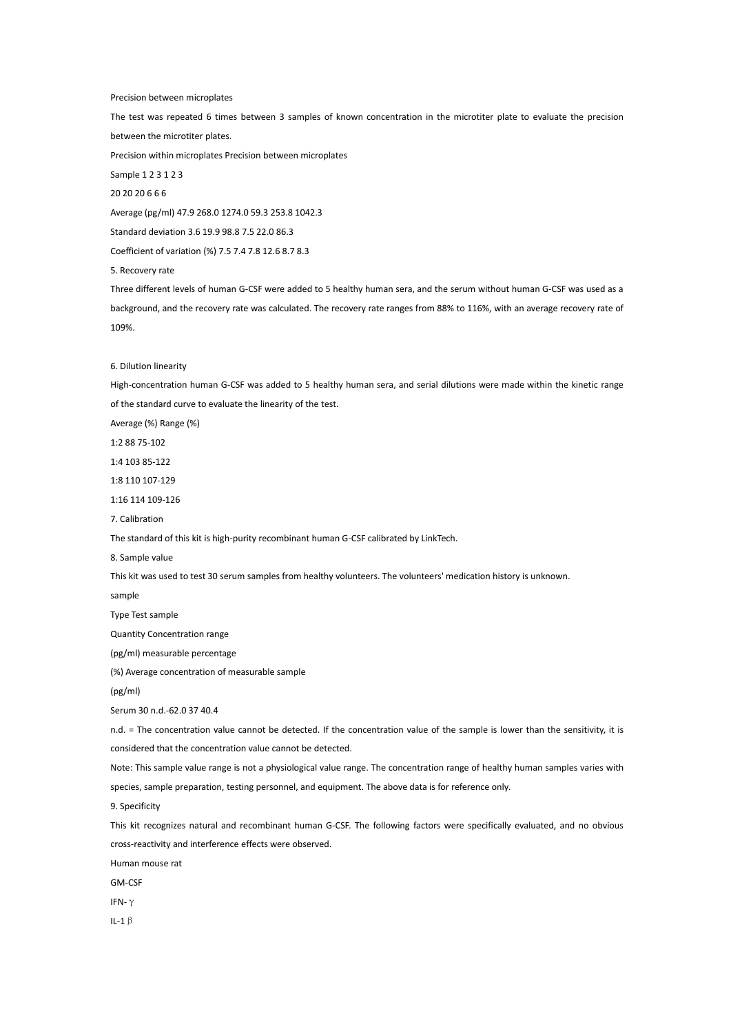Precision between microplates

The test was repeated 6 times between 3 samples of known concentration in the microtiter plate to evaluate the precision between the microtiter plates.

| | Precision within microplates | | | Precision between microplates | | |
|---|---|---|---|---|---|---|
| Sample | 1 | 2 | 3 | 1 | 2 | 3 |
| | 20 | 20 | 20 | 6 | 6 | 6 |
| Average (pg/ml) | 47.9 | 268.0 | 1274.0 | 59.3 | 253.8 | 1042.3 |
| Standard deviation | 3.6 | 19.9 | 98.8 | 7.5 | 22.0 | 86.3 |
| Coefficient of variation (%) | 7.5 | 7.4 | 7.8 | 12.6 | 8.7 | 8.3 |

5. Recovery rate

Three different levels of human G-CSF were added to 5 healthy human sera, and the serum without human G-CSF was used as a background, and the recovery rate was calculated. The recovery rate ranges from 88% to 116%, with an average recovery rate of 109%.

6. Dilution linearity

High-concentration human G-CSF was added to 5 healthy human sera, and serial dilutions were made within the kinetic range of the standard curve to evaluate the linearity of the test.

| | Average (%) | Range (%) |
|---|---|---|
| 1:2 | 88 | 75-102 |
| 1:4 | 103 | 85-122 |
| 1:8 | 110 | 107-129 |
| 1:16 | 114 | 109-126 |

7. Calibration

The standard of this kit is high-purity recombinant human G-CSF calibrated by LinkTech.

8. Sample value

This kit was used to test 30 serum samples from healthy volunteers. The volunteers' medication history is unknown.

| sample Type | Test sample Quantity | Concentration range (pg/ml) | measurable percentage (%) | Average concentration of measurable sample (pg/ml) |
|---|---|---|---|---|
| Serum | 30 | n.d.-62.0 | 37 | 40.4 |

n.d. = The concentration value cannot be detected. If the concentration value of the sample is lower than the sensitivity, it is considered that the concentration value cannot be detected.

Note: This sample value range is not a physiological value range. The concentration range of healthy human samples varies with species, sample preparation, testing personnel, and equipment. The above data is for reference only.

9. Specificity

This kit recognizes natural and recombinant human G-CSF. The following factors were specifically evaluated, and no obvious cross-reactivity and interference effects were observed.

| Human | mouse | rat |
|---|---|---|
| GM-CSF | | |
| IFN-γ | | |
| IL-1β | | |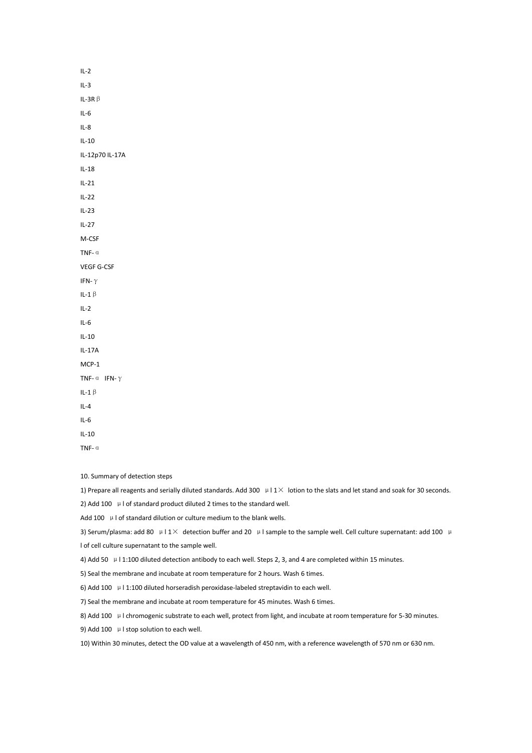IL-2

IL-3

IL-3Rβ

IL-6

IL-8

IL-10

IL-12p70 IL-17A

IL-18

IL-21

IL-22

IL-23

IL-27

M-CSF

TNF-α

VEGF G-CSF

IFN-γ

IL-1β

IL-2

IL-6

IL-10

IL-17A

MCP-1

TNF-α IFN-γ

IL-1β

IL-4

IL-6

IL-10

TNF-α

10. Summary of detection steps

1) Prepare all reagents and serially diluted standards. Add 300 μl 1× lotion to the slats and let stand and soak for 30 seconds.

2) Add 100 μl of standard product diluted 2 times to the standard well.

Add 100 μl of standard dilution or culture medium to the blank wells.

3) Serum/plasma: add 80 μl 1× detection buffer and 20 μl sample to the sample well. Cell culture supernatant: add 100 μl of cell culture supernatant to the sample well.

4) Add 50 μl 1:100 diluted detection antibody to each well. Steps 2, 3, and 4 are completed within 15 minutes.

5) Seal the membrane and incubate at room temperature for 2 hours. Wash 6 times.

6) Add 100 μl 1:100 diluted horseradish peroxidase-labeled streptavidin to each well.

7) Seal the membrane and incubate at room temperature for 45 minutes. Wash 6 times.

8) Add 100 μl chromogenic substrate to each well, protect from light, and incubate at room temperature for 5-30 minutes.

9) Add 100 μl stop solution to each well.

10) Within 30 minutes, detect the OD value at a wavelength of 450 nm, with a reference wavelength of 570 nm or 630 nm.